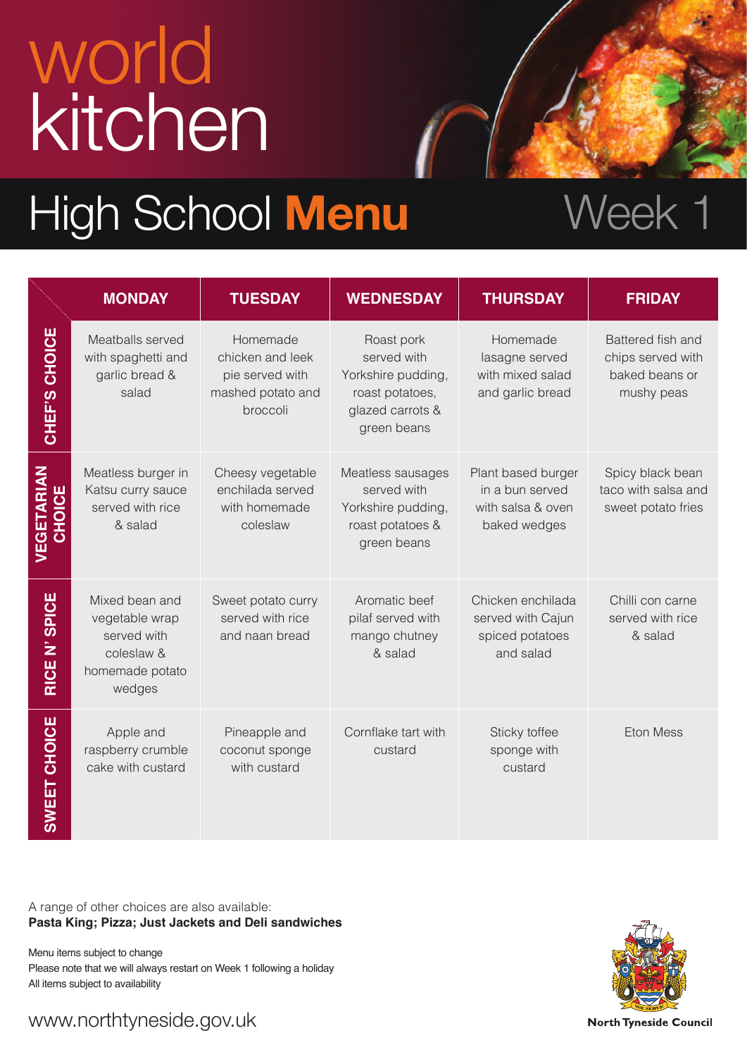# world kitchen

## High School **Menu** Week 1

| | MONDAY | TUESDAY | WEDNESDAY | THURSDAY | FRIDAY |
|---|---|---|---|---|---|
| **CHEF'S CHOICE** | Meatballs served with spaghetti and garlic bread & salad | Homemade chicken and leek pie served with mashed potato and broccoli | Roast pork served with Yorkshire pudding, roast potatoes, glazed carrots & green beans | Homemade lasagne served with mixed salad and garlic bread | Battered fish and chips served with baked beans or mushy peas |
| **VEGETARIAN CHOICE** | Meatless burger in Katsu curry sauce served with rice & salad | Cheesy vegetable enchilada served with homemade coleslaw | Meatless sausages served with Yorkshire pudding, roast potatoes & green beans | Plant based burger in a bun served with salsa & oven baked wedges | Spicy black bean taco with salsa and sweet potato fries |
| **RICE N' SPICE** | Mixed bean and vegetable wrap served with coleslaw & homemade potato wedges | Sweet potato curry served with rice and naan bread | Aromatic beef pilaf served with mango chutney & salad | Chicken enchilada served with Cajun spiced potatoes and salad | Chilli con carne served with rice & salad |
| **SWEET CHOICE** | Apple and raspberry crumble cake with custard | Pineapple and coconut sponge with custard | Cornflake tart with custard | Sticky toffee sponge with custard | Eton Mess |

A range of other choices are also available:
**Pasta King; Pizza; Just Jackets and Deli sandwiches**

Menu items subject to change
Please note that we will always restart on Week 1 following a holiday
All items subject to availability

www.northtyneside.gov.uk

North Tyneside Council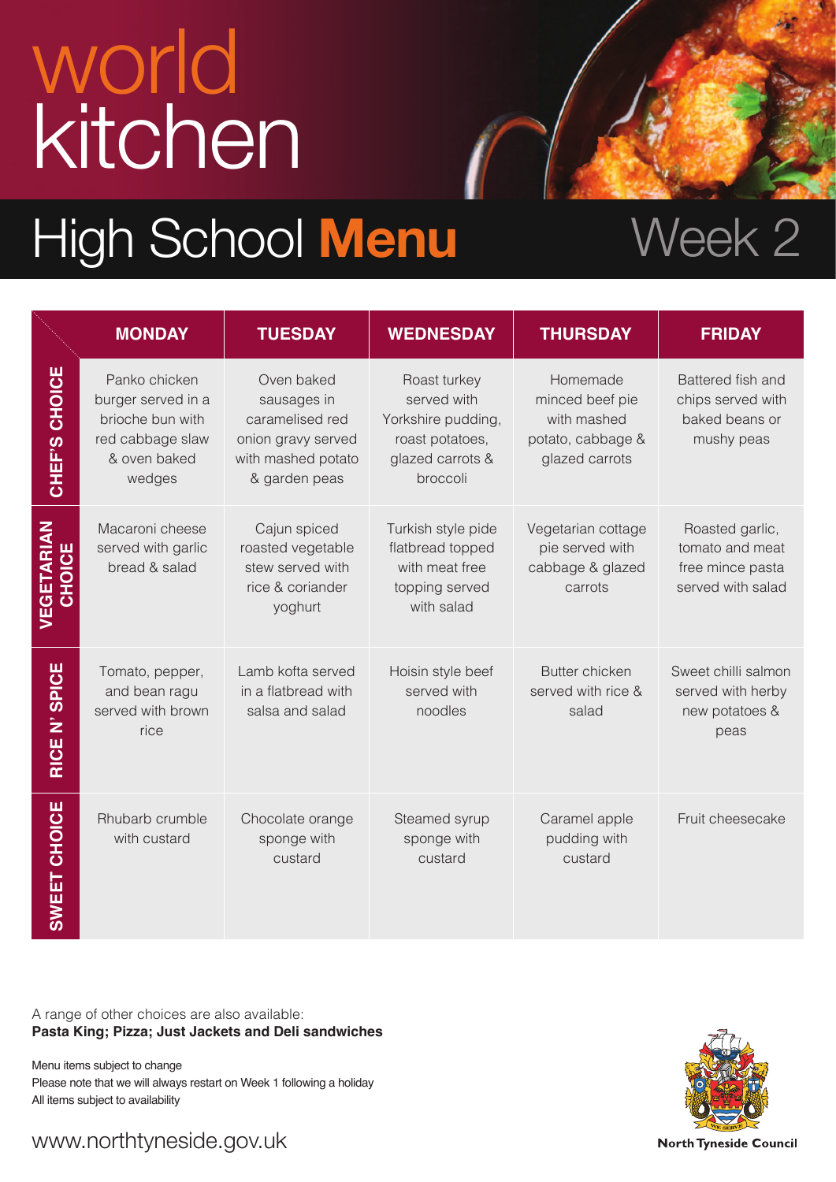# world kitchen

## High School **Menu** Week 2

| | MONDAY | TUESDAY | WEDNESDAY | THURSDAY | FRIDAY |
|---|---|---|---|---|---|
| **CHEF'S CHOICE** | Panko chicken burger served in a brioche bun with red cabbage slaw & oven baked wedges | Oven baked sausages in caramelised red onion gravy served with mashed potato & garden peas | Roast turkey served with Yorkshire pudding, roast potatoes, glazed carrots & broccoli | Homemade minced beef pie with mashed potato, cabbage & glazed carrots | Battered fish and chips served with baked beans or mushy peas |
| **VEGETARIAN CHOICE** | Macaroni cheese served with garlic bread & salad | Cajun spiced roasted vegetable stew served with rice & coriander yoghurt | Turkish style pide flatbread topped with meat free topping served with salad | Vegetarian cottage pie served with cabbage & glazed carrots | Roasted garlic, tomato and meat free mince pasta served with salad |
| **RICE N' SPICE** | Tomato, pepper, and bean ragu served with brown rice | Lamb kofta served in a flatbread with salsa and salad | Hoisin style beef served with noodles | Butter chicken served with rice & salad | Sweet chilli salmon served with herby new potatoes & peas |
| **SWEET CHOICE** | Rhubarb crumble with custard | Chocolate orange sponge with custard | Steamed syrup sponge with custard | Caramel apple pudding with custard | Fruit cheesecake |

A range of other choices are also available:
**Pasta King; Pizza; Just Jackets and Deli sandwiches**

Menu items subject to change
Please note that we will always restart on Week 1 following a holiday
All items subject to availability

www.northtyneside.gov.uk

North Tyneside Council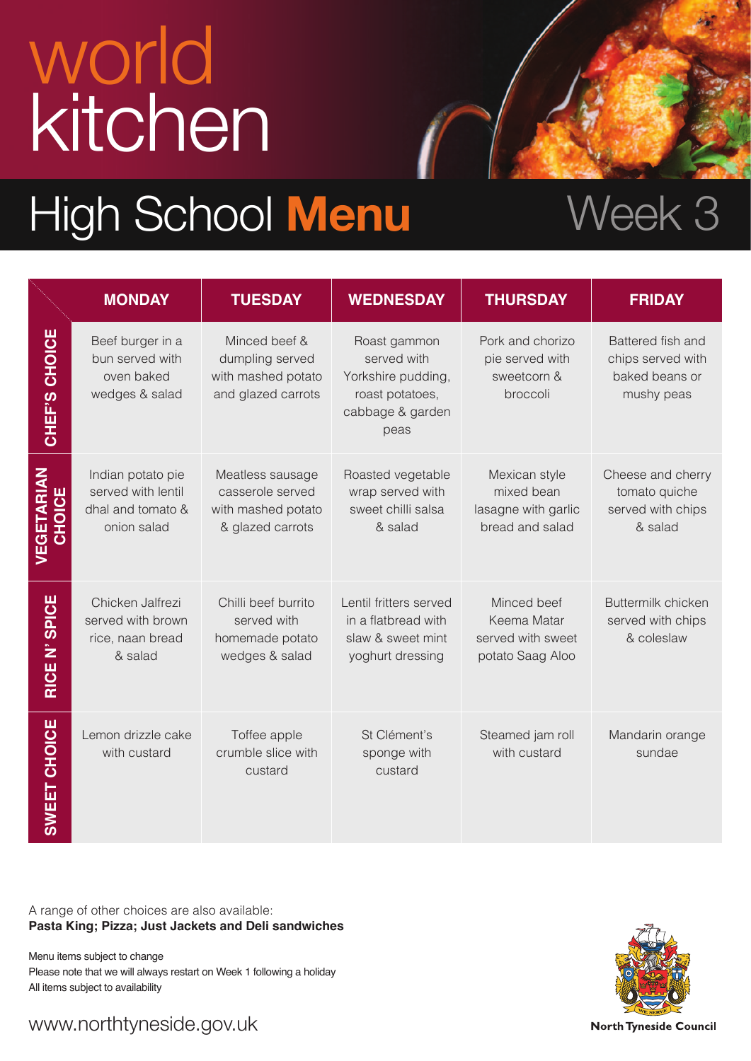# world kitchen

## High School **Menu** Week 3

| | MONDAY | TUESDAY | WEDNESDAY | THURSDAY | FRIDAY |
|---|---|---|---|---|---|
| **CHEF'S CHOICE** | Beef burger in a bun served with oven baked wedges & salad | Minced beef & dumpling served with mashed potato and glazed carrots | Roast gammon served with Yorkshire pudding, roast potatoes, cabbage & garden peas | Pork and chorizo pie served with sweetcorn & broccoli | Battered fish and chips served with baked beans or mushy peas |
| **VEGETARIAN CHOICE** | Indian potato pie served with lentil dhal and tomato & onion salad | Meatless sausage casserole served with mashed potato & glazed carrots | Roasted vegetable wrap served with sweet chilli salsa & salad | Mexican style mixed bean lasagne with garlic bread and salad | Cheese and cherry tomato quiche served with chips & salad |
| **RICE N' SPICE** | Chicken Jalfrezi served with brown rice, naan bread & salad | Chilli beef burrito served with homemade potato wedges & salad | Lentil fritters served in a flatbread with slaw & sweet mint yoghurt dressing | Minced beef Keema Matar served with sweet potato Saag Aloo | Buttermilk chicken served with chips & coleslaw |
| **SWEET CHOICE** | Lemon drizzle cake with custard | Toffee apple crumble slice with custard | St Clément's sponge with custard | Steamed jam roll with custard | Mandarin orange sundae |

A range of other choices are also available:
**Pasta King; Pizza; Just Jackets and Deli sandwiches**

Menu items subject to change
Please note that we will always restart on Week 1 following a holiday
All items subject to availability

www.northtyneside.gov.uk

North Tyneside Council